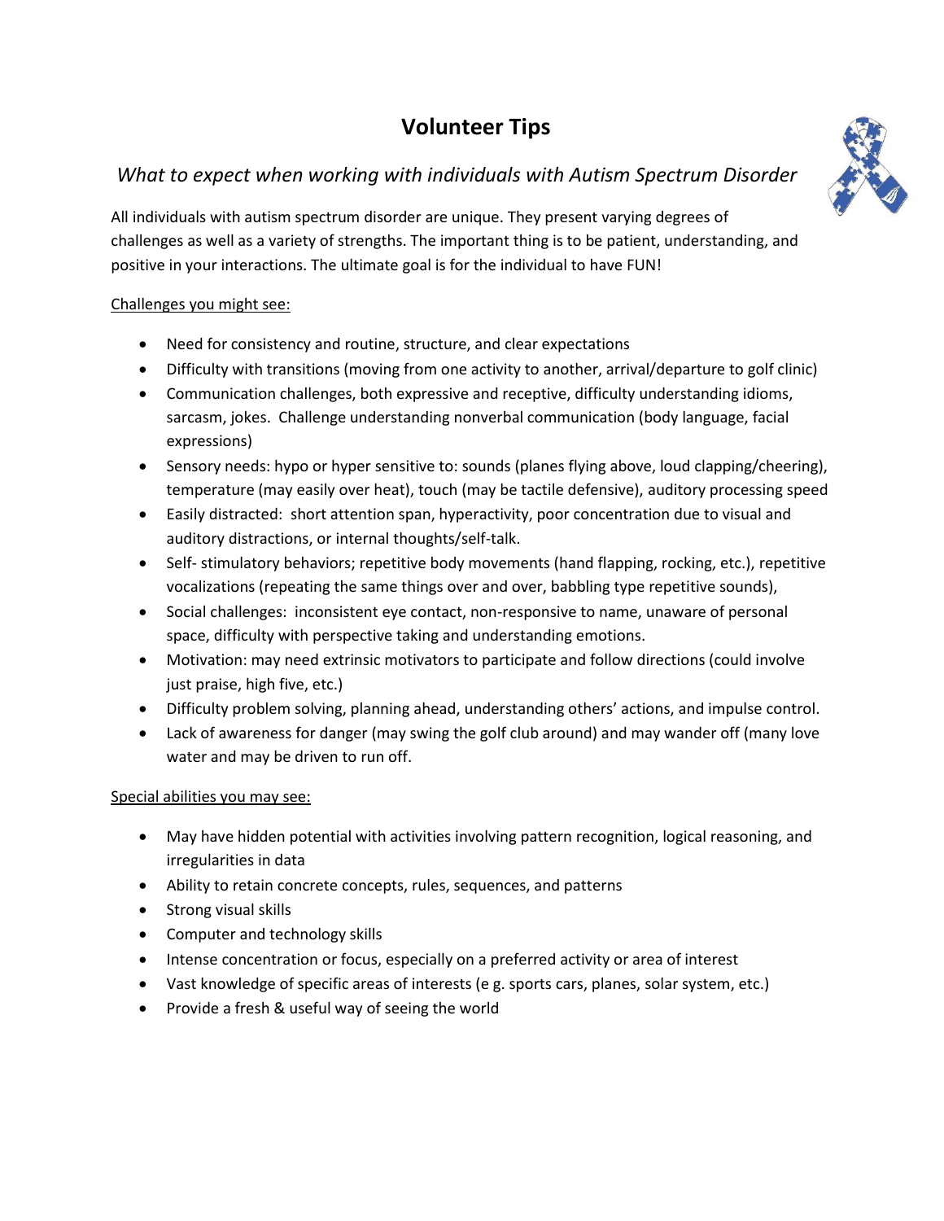# Volunteer Tips

*What to expect when working with individuals with Autism Spectrum Disorder*

All individuals with autism spectrum disorder are unique. They present varying degrees of challenges as well as a variety of strengths. The important thing is to be patient, understanding, and positive in your interactions. The ultimate goal is for the individual to have FUN!

Challenges you might see:

- Need for consistency and routine, structure, and clear expectations
- Difficulty with transitions (moving from one activity to another, arrival/departure to golf clinic)
- Communication challenges, both expressive and receptive, difficulty understanding idioms, sarcasm, jokes. Challenge understanding nonverbal communication (body language, facial expressions)
- Sensory needs: hypo or hyper sensitive to: sounds (planes flying above, loud clapping/cheering), temperature (may easily over heat), touch (may be tactile defensive), auditory processing speed
- Easily distracted: short attention span, hyperactivity, poor concentration due to visual and auditory distractions, or internal thoughts/self-talk.
- Self- stimulatory behaviors; repetitive body movements (hand flapping, rocking, etc.), repetitive vocalizations (repeating the same things over and over, babbling type repetitive sounds),
- Social challenges: inconsistent eye contact, non-responsive to name, unaware of personal space, difficulty with perspective taking and understanding emotions.
- Motivation: may need extrinsic motivators to participate and follow directions (could involve just praise, high five, etc.)
- Difficulty problem solving, planning ahead, understanding others' actions, and impulse control.
- Lack of awareness for danger (may swing the golf club around) and may wander off (many love water and may be driven to run off.

Special abilities you may see:

- May have hidden potential with activities involving pattern recognition, logical reasoning, and irregularities in data
- Ability to retain concrete concepts, rules, sequences, and patterns
- Strong visual skills
- Computer and technology skills
- Intense concentration or focus, especially on a preferred activity or area of interest
- Vast knowledge of specific areas of interests (e g. sports cars, planes, solar system, etc.)
- Provide a fresh & useful way of seeing the world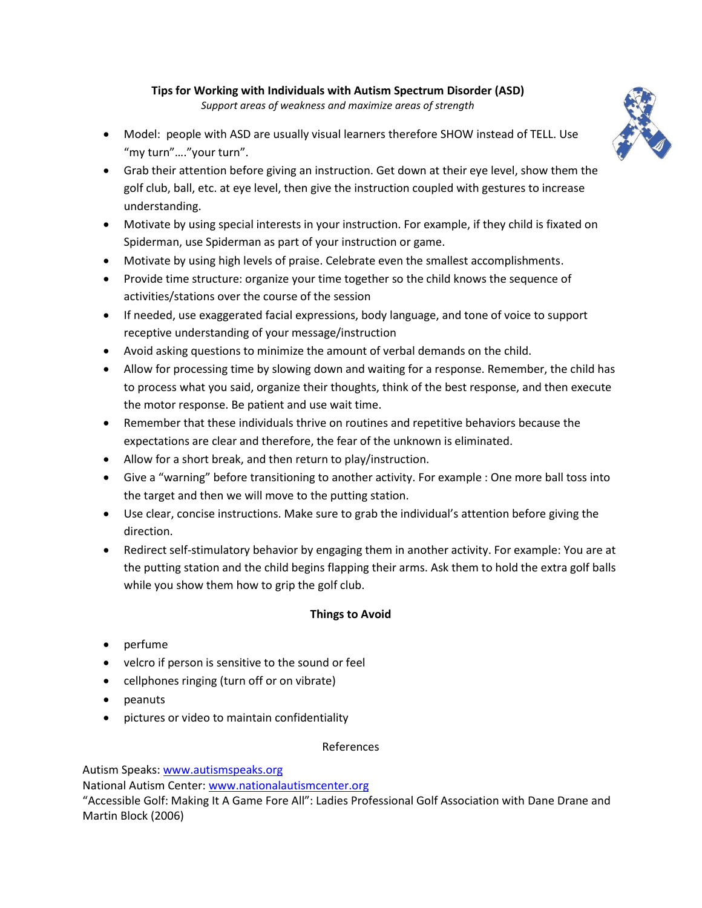**Tips for Working with Individuals with Autism Spectrum Disorder (ASD)**

*Support areas of weakness and maximize areas of strength*

- Model: people with ASD are usually visual learners therefore SHOW instead of TELL. Use "my turn"…."your turn".
- Grab their attention before giving an instruction. Get down at their eye level, show them the golf club, ball, etc. at eye level, then give the instruction coupled with gestures to increase understanding.
- Motivate by using special interests in your instruction. For example, if they child is fixated on Spiderman, use Spiderman as part of your instruction or game.
- Motivate by using high levels of praise. Celebrate even the smallest accomplishments.
- Provide time structure: organize your time together so the child knows the sequence of activities/stations over the course of the session
- If needed, use exaggerated facial expressions, body language, and tone of voice to support receptive understanding of your message/instruction
- Avoid asking questions to minimize the amount of verbal demands on the child.
- Allow for processing time by slowing down and waiting for a response. Remember, the child has to process what you said, organize their thoughts, think of the best response, and then execute the motor response. Be patient and use wait time.
- Remember that these individuals thrive on routines and repetitive behaviors because the expectations are clear and therefore, the fear of the unknown is eliminated.
- Allow for a short break, and then return to play/instruction.
- Give a "warning" before transitioning to another activity. For example : One more ball toss into the target and then we will move to the putting station.
- Use clear, concise instructions. Make sure to grab the individual's attention before giving the direction.
- Redirect self-stimulatory behavior by engaging them in another activity. For example: You are at the putting station and the child begins flapping their arms. Ask them to hold the extra golf balls while you show them how to grip the golf club.

**Things to Avoid**

- perfume
- velcro if person is sensitive to the sound or feel
- cellphones ringing (turn off or on vibrate)
- peanuts
- pictures or video to maintain confidentiality

References

Autism Speaks: www.autismspeaks.org
National Autism Center: www.nationalautismcenter.org
"Accessible Golf: Making It A Game Fore All": Ladies Professional Golf Association with Dane Drane and Martin Block (2006)